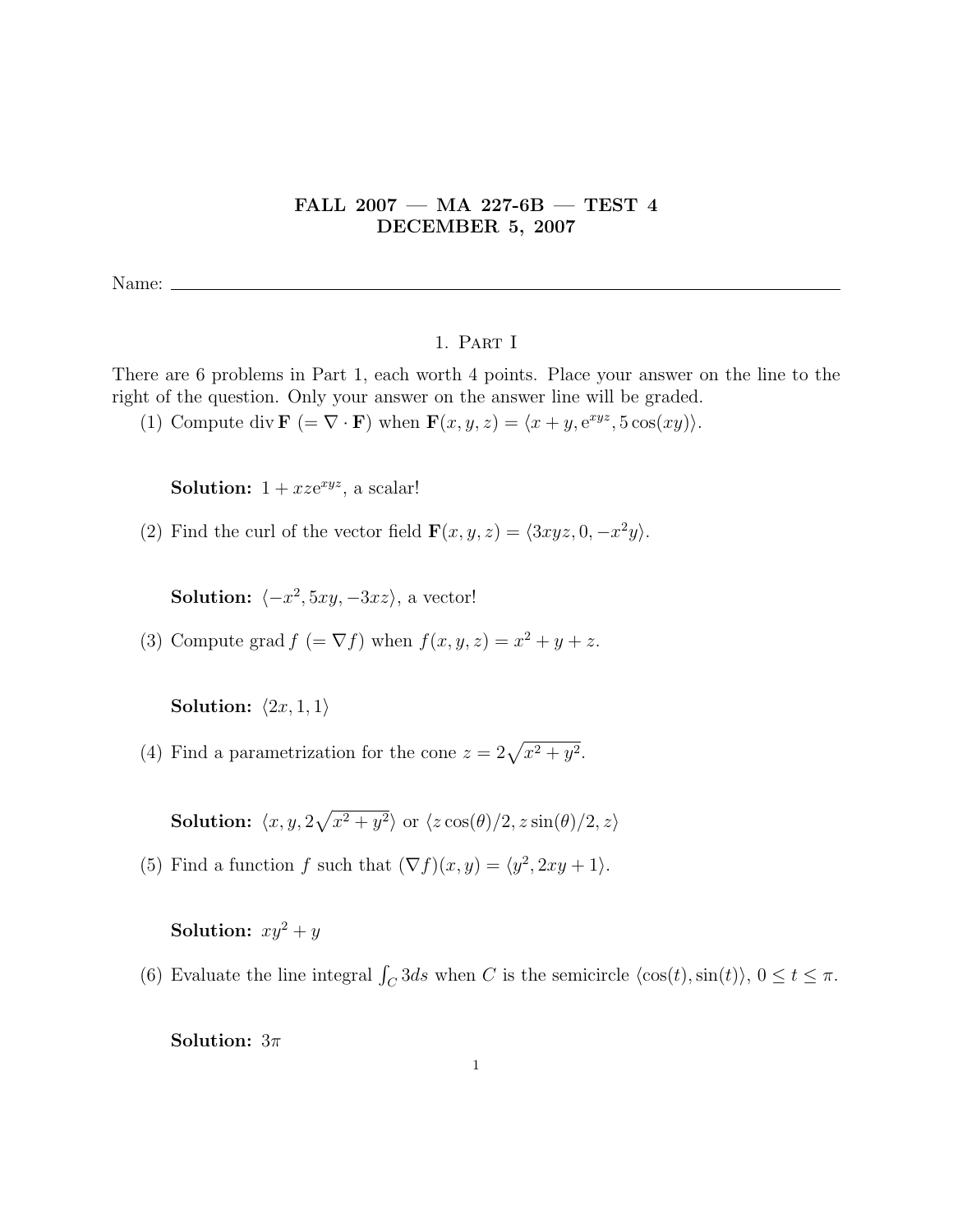# FALL 2007 — MA 227-6B — TEST 4
# DECEMBER 5, 2007

Name: ______________________________

## 1. Part I

There are 6 problems in Part 1, each worth 4 points. Place your answer on the line to the right of the question. Only your answer on the answer line will be graded.

(1) Compute div $\mathbf{F}$ $(= \nabla \cdot \mathbf{F})$ when $\mathbf{F}(x, y, z) = \langle x + y, e^{xyz}, 5\cos(xy)\rangle$.

**Solution:** $1 + xze^{xyz}$, a scalar!

(2) Find the curl of the vector field $\mathbf{F}(x, y, z) = \langle 3xyz, 0, -x^2y\rangle$.

**Solution:** $\langle -x^2, 5xy, -3xz\rangle$, a vector!

(3) Compute grad $f$ $(= \nabla f)$ when $f(x, y, z) = x^2 + y + z$.

**Solution:** $\langle 2x, 1, 1\rangle$

(4) Find a parametrization for the cone $z = 2\sqrt{x^2 + y^2}$.

**Solution:** $\langle x, y, 2\sqrt{x^2 + y^2}\rangle$ or $\langle z\cos(\theta)/2, z\sin(\theta)/2, z\rangle$

(5) Find a function $f$ such that $(\nabla f)(x, y) = \langle y^2, 2xy + 1\rangle$.

**Solution:** $xy^2 + y$

(6) Evaluate the line integral $\int_C 3ds$ when $C$ is the semicircle $\langle \cos(t), \sin(t)\rangle$, $0 \leq t \leq \pi$.

**Solution:** $3\pi$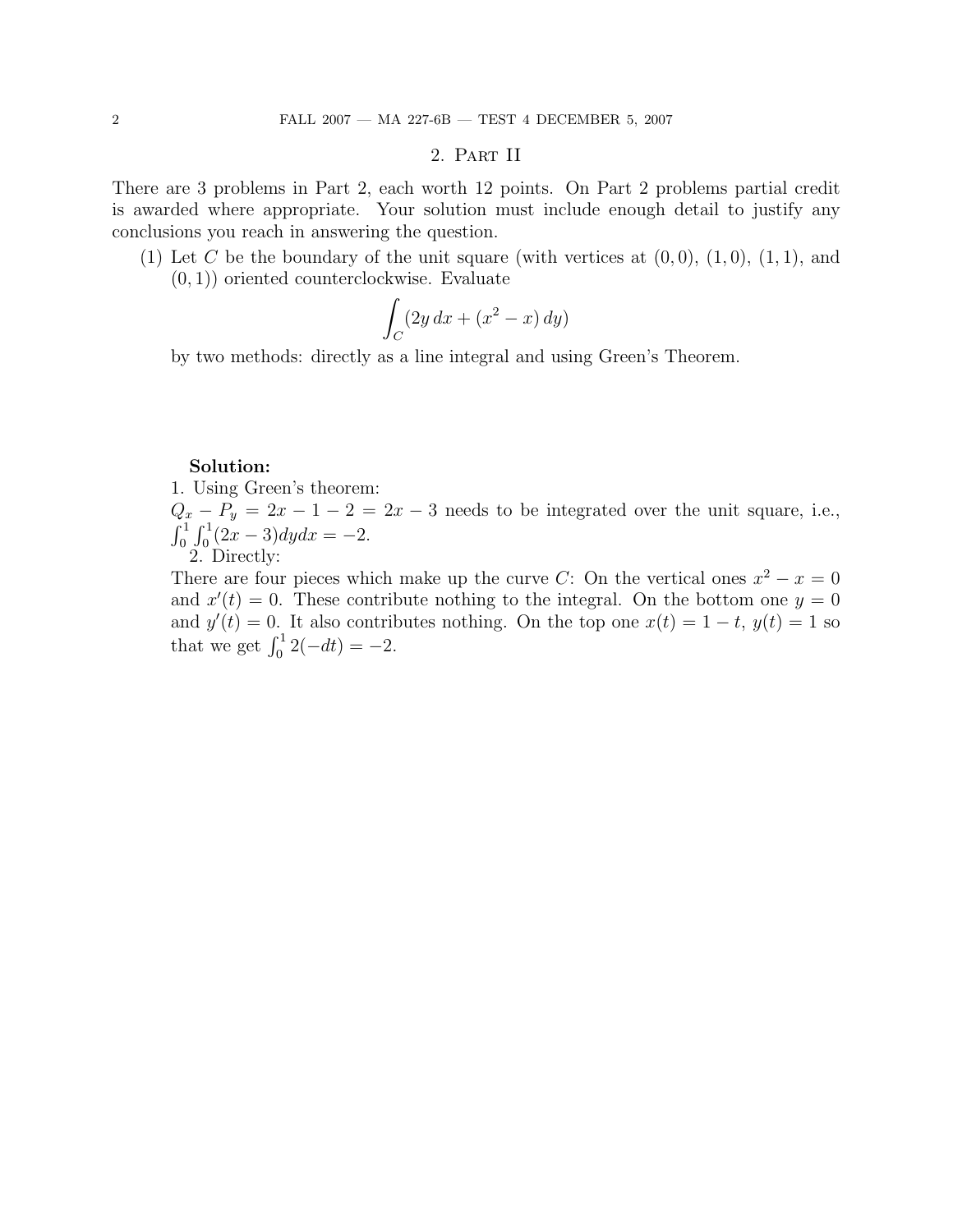## 2. Part II

There are 3 problems in Part 2, each worth 12 points. On Part 2 problems partial credit is awarded where appropriate. Your solution must include enough detail to justify any conclusions you reach in answering the question.

(1) Let $C$ be the boundary of the unit square (with vertices at $(0,0)$, $(1,0)$, $(1,1)$, and $(0,1)$) oriented counterclockwise. Evaluate

$$\int_C (2y\,dx + (x^2 - x)\,dy)$$

by two methods: directly as a line integral and using Green's Theorem.

**Solution:**

1. Using Green's theorem:

$Q_x - P_y = 2x - 1 - 2 = 2x - 3$ needs to be integrated over the unit square, i.e., $\int_0^1 \int_0^1 (2x-3)dydx = -2$.

2. Directly:

There are four pieces which make up the curve $C$: On the vertical ones $x^2 - x = 0$ and $x'(t) = 0$. These contribute nothing to the integral. On the bottom one $y = 0$ and $y'(t) = 0$. It also contributes nothing. On the top one $x(t) = 1 - t$, $y(t) = 1$ so that we get $\int_0^1 2(-dt) = -2$.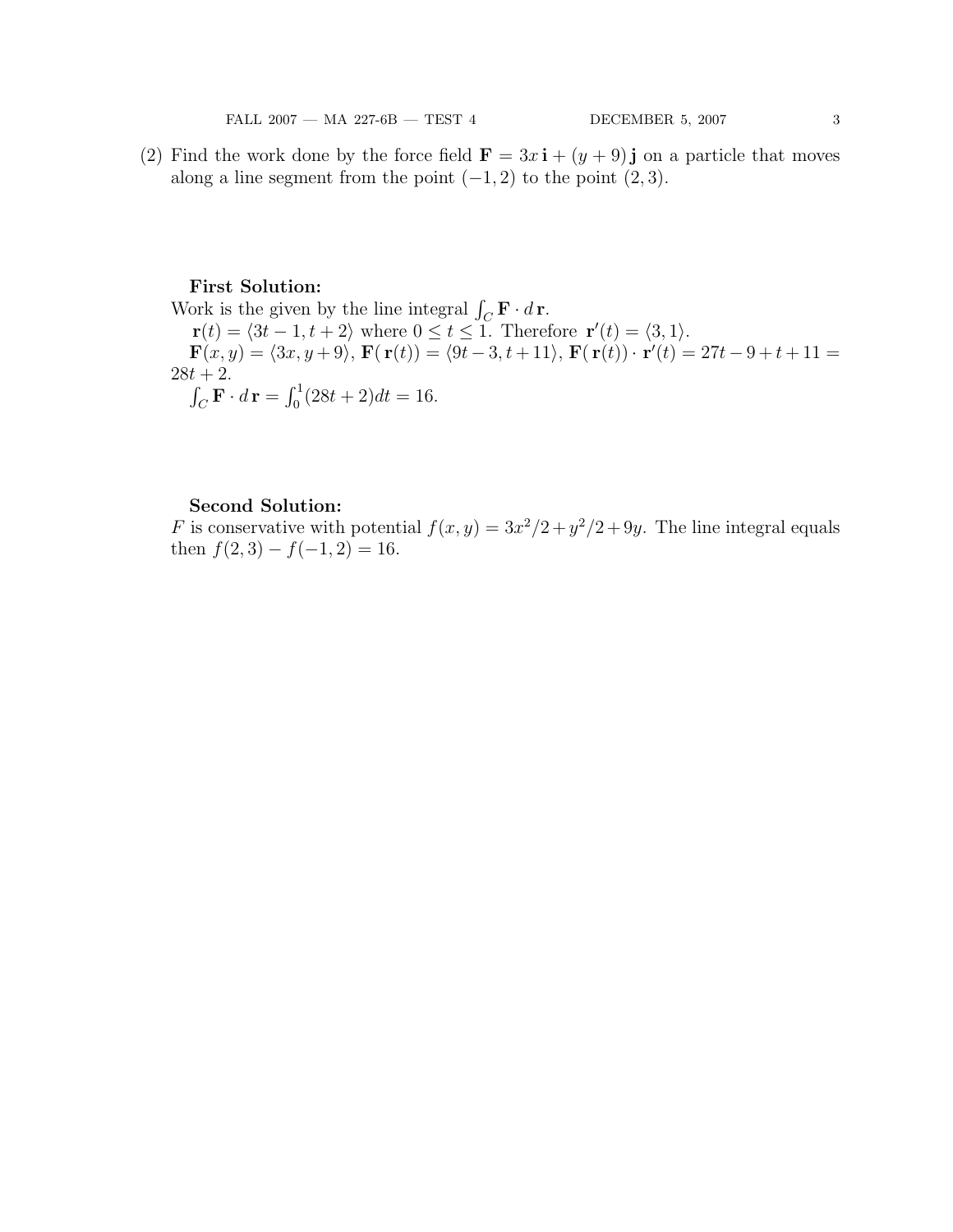(2) Find the work done by the force field $\mathbf{F} = 3x\,\mathbf{i} + (y+9)\,\mathbf{j}$ on a particle that moves along a line segment from the point $(-1, 2)$ to the point $(2, 3)$.

**First Solution:**

Work is the given by the line integral $\int_C \mathbf{F} \cdot d\,\mathbf{r}$.

$\mathbf{r}(t) = \langle 3t-1, t+2 \rangle$ where $0 \leq t \leq 1$. Therefore $\mathbf{r}'(t) = \langle 3, 1 \rangle$.

$\mathbf{F}(x, y) = \langle 3x, y+9 \rangle$, $\mathbf{F}(\,\mathbf{r}(t)) = \langle 9t-3, t+11 \rangle$, $\mathbf{F}(\,\mathbf{r}(t)) \cdot \mathbf{r}'(t) = 27t - 9 + t + 11 = 28t + 2$.

$\int_C \mathbf{F} \cdot d\,\mathbf{r} = \int_0^1 (28t+2)dt = 16.$

**Second Solution:**

$F$ is conservative with potential $f(x, y) = 3x^2/2 + y^2/2 + 9y$. The line integral equals then $f(2, 3) - f(-1, 2) = 16$.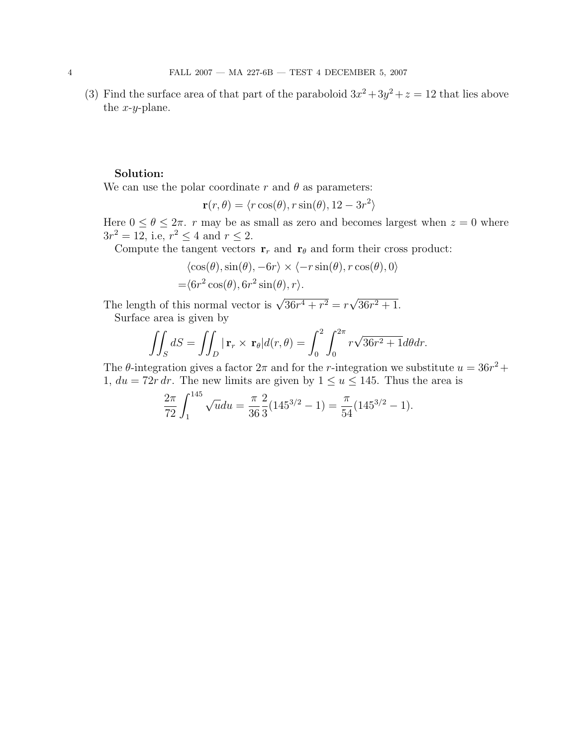(3) Find the surface area of that part of the paraboloid $3x^2 + 3y^2 + z = 12$ that lies above the $x$-$y$-plane.

**Solution:**

We can use the polar coordinate $r$ and $\theta$ as parameters:

$$\mathbf{r}(r, \theta) = \langle r\cos(\theta), r\sin(\theta), 12 - 3r^2 \rangle$$

Here $0 \le \theta \le 2\pi$. $r$ may be as small as zero and becomes largest when $z = 0$ where $3r^2 = 12$, i.e, $r^2 \le 4$ and $r \le 2$.

Compute the tangent vectors $\mathbf{r}_r$ and $\mathbf{r}_\theta$ and form their cross product:

$$\begin{aligned}
&\langle \cos(\theta), \sin(\theta), -6r \rangle \times \langle -r\sin(\theta), r\cos(\theta), 0 \rangle \\
=&\langle 6r^2\cos(\theta), 6r^2\sin(\theta), r \rangle.
\end{aligned}$$

The length of this normal vector is $\sqrt{36r^4 + r^2} = r\sqrt{36r^2 + 1}$.

Surface area is given by

$$\iint_S dS = \iint_D |\,\mathbf{r}_r \times \mathbf{r}_\theta| d(r, \theta) = \int_0^2 \int_0^{2\pi} r\sqrt{36r^2 + 1} d\theta dr.$$

The $\theta$-integration gives a factor $2\pi$ and for the $r$-integration we substitute $u = 36r^2 + 1$, $du = 72r\, dr$. The new limits are given by $1 \le u \le 145$. Thus the area is

$$\frac{2\pi}{72} \int_1^{145} \sqrt{u} du = \frac{\pi}{36} \frac{2}{3}(145^{3/2} - 1) = \frac{\pi}{54}(145^{3/2} - 1).$$